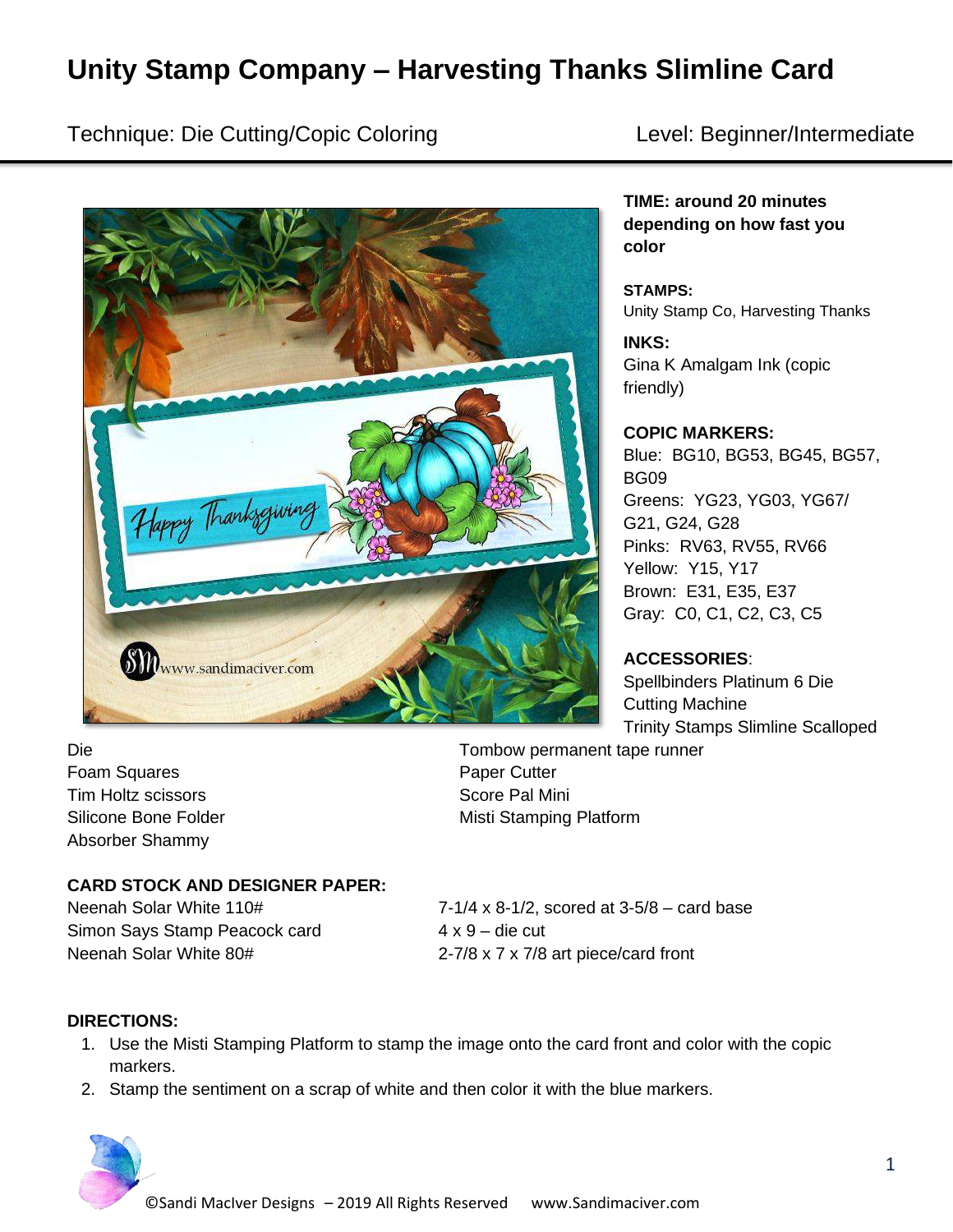# Unity Stamp Company – Harvesting Thanks Slimline Card

Technique: Die Cutting/Copic Coloring    Level: Beginner/Intermediate

**TIME: around 20 minutes depending on how fast you color**

**STAMPS:**
Unity Stamp Co, Harvesting Thanks

**INKS:**
Gina K Amalgam Ink (copic friendly)

**COPIC MARKERS:**
Blue: BG10, BG53, BG45, BG57, BG09
Greens: YG23, YG03, YG67/ G21, G24, G28
Pinks: RV63, RV55, RV66
Yellow: Y15, Y17
Brown: E31, E35, E37
Gray: C0, C1, C2, C3, C5

**ACCESSORIES**:
Spellbinders Platinum 6 Die Cutting Machine
Trinity Stamps Slimline Scalloped Die
Foam Squares
Tim Holtz scissors
Silicone Bone Folder
Absorber Shammy
Tombow permanent tape runner
Paper Cutter
Score Pal Mini
Misti Stamping Platform

**CARD STOCK AND DESIGNER PAPER:**

| | |
|---|---|
| Neenah Solar White 110# | 7-1/4 x 8-1/2, scored at 3-5/8 – card base |
| Simon Says Stamp Peacock card | 4 x 9 – die cut |
| Neenah Solar White 80# | 2-7/8 x 7 x 7/8 art piece/card front |

**DIRECTIONS:**

1. Use the Misti Stamping Platform to stamp the image onto the card front and color with the copic markers.
2. Stamp the sentiment on a scrap of white and then color it with the blue markers.

©Sandi MacIver Designs – 2019 All Rights Reserved    www.Sandimaciver.com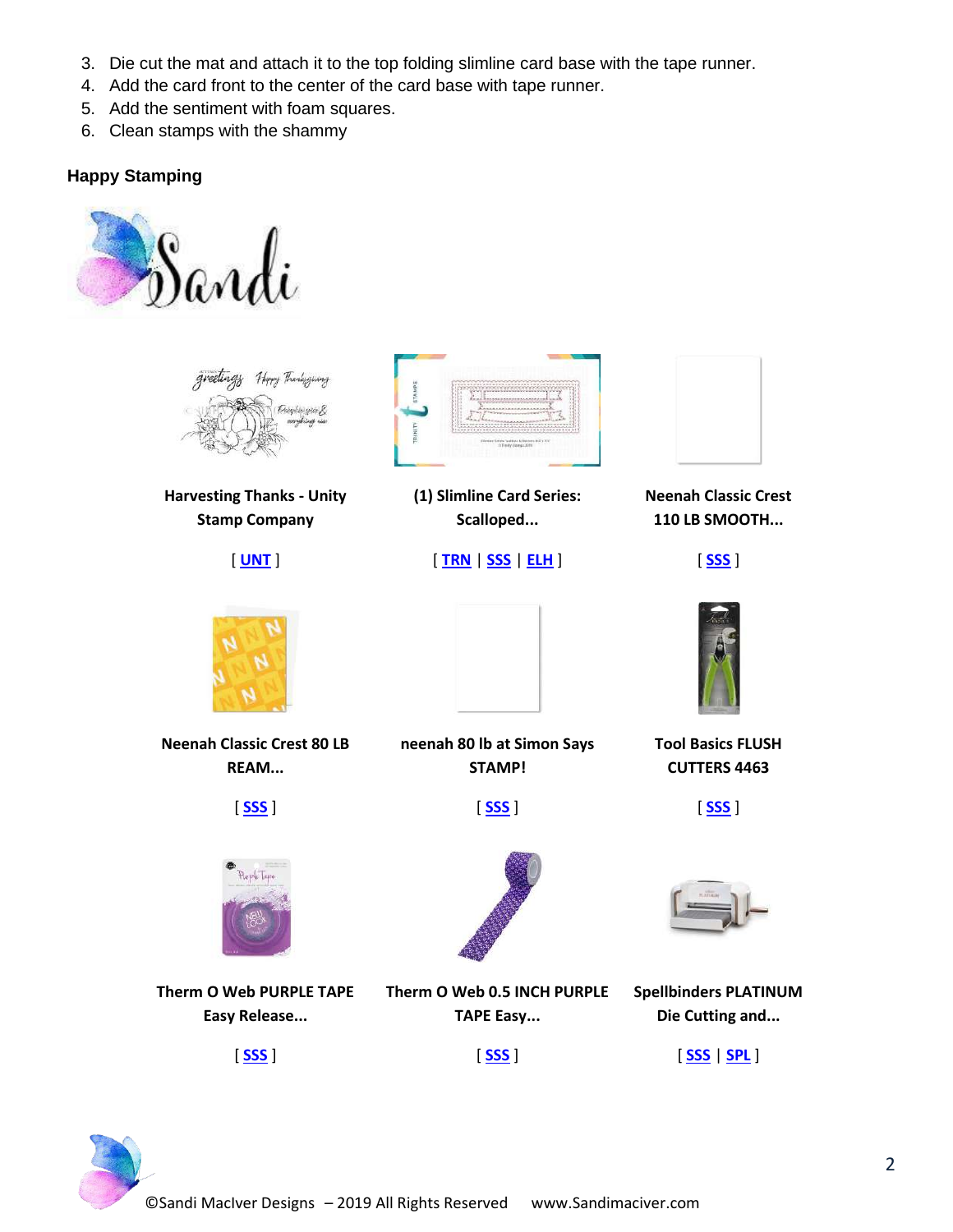3. Die cut the mat and attach it to the top folding slimline card base with the tape runner.
4. Add the card front to the center of the card base with tape runner.
5. Add the sentiment with foam squares.
6. Clean stamps with the shammy

**Happy Stamping**

Sandi

| | | |
|---|---|---|
| **Harvesting Thanks - Unity Stamp Company** | **(1) Slimline Card Series: Scalloped...** | **Neenah Classic Crest 110 LB SMOOTH...** |
| [ UNT ] | [ TRN \| SSS \| ELH ] | [ SSS ] |
| **Neenah Classic Crest 80 LB REAM...** | **neenah 80 lb at Simon Says STAMP!** | **Tool Basics FLUSH CUTTERS 4463** |
| [ SSS ] | [ SSS ] | [ SSS ] |
| **Therm O Web PURPLE TAPE Easy Release...** | **Therm O Web 0.5 INCH PURPLE TAPE Easy...** | **Spellbinders PLATINUM Die Cutting and...** |
| [ SSS ] | [ SSS ] | [ SSS \| SPL ] |

©Sandi MacIver Designs – 2019 All Rights Reserved www.Sandimaciver.com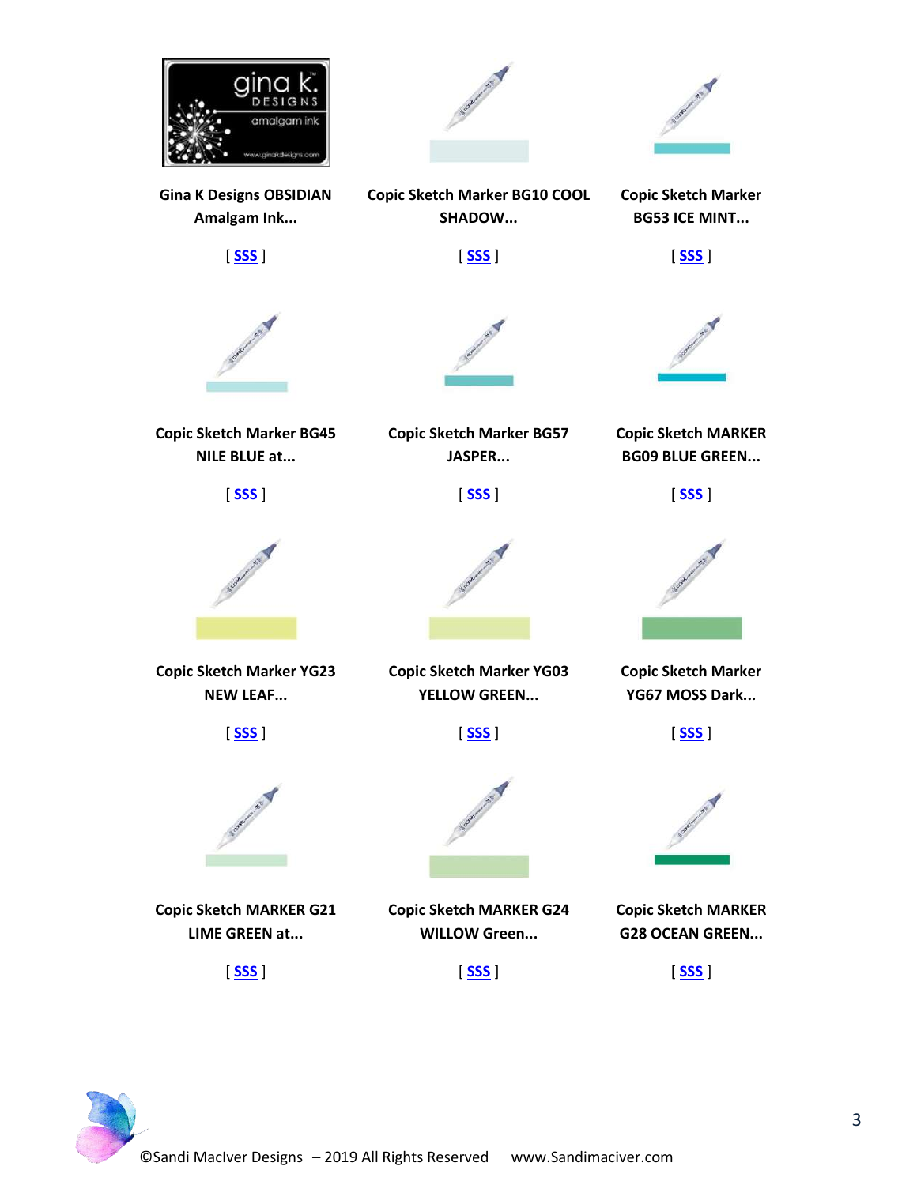**Gina K Designs OBSIDIAN Amalgam Ink...**

[ SSS ]

**Copic Sketch Marker BG10 COOL SHADOW...**

[ SSS ]

**Copic Sketch Marker BG53 ICE MINT...**

[ SSS ]

**Copic Sketch Marker BG45 NILE BLUE at...**

[ SSS ]

**Copic Sketch Marker BG57 JASPER...**

[ SSS ]

**Copic Sketch MARKER BG09 BLUE GREEN...**

[ SSS ]

**Copic Sketch Marker YG23 NEW LEAF...**

[ SSS ]

**Copic Sketch Marker YG03 YELLOW GREEN...**

[ SSS ]

**Copic Sketch Marker YG67 MOSS Dark...**

[ SSS ]

**Copic Sketch MARKER G21 LIME GREEN at...**

[ SSS ]

**Copic Sketch MARKER G24 WILLOW Green...**

[ SSS ]

**Copic Sketch MARKER G28 OCEAN GREEN...**

[ SSS ]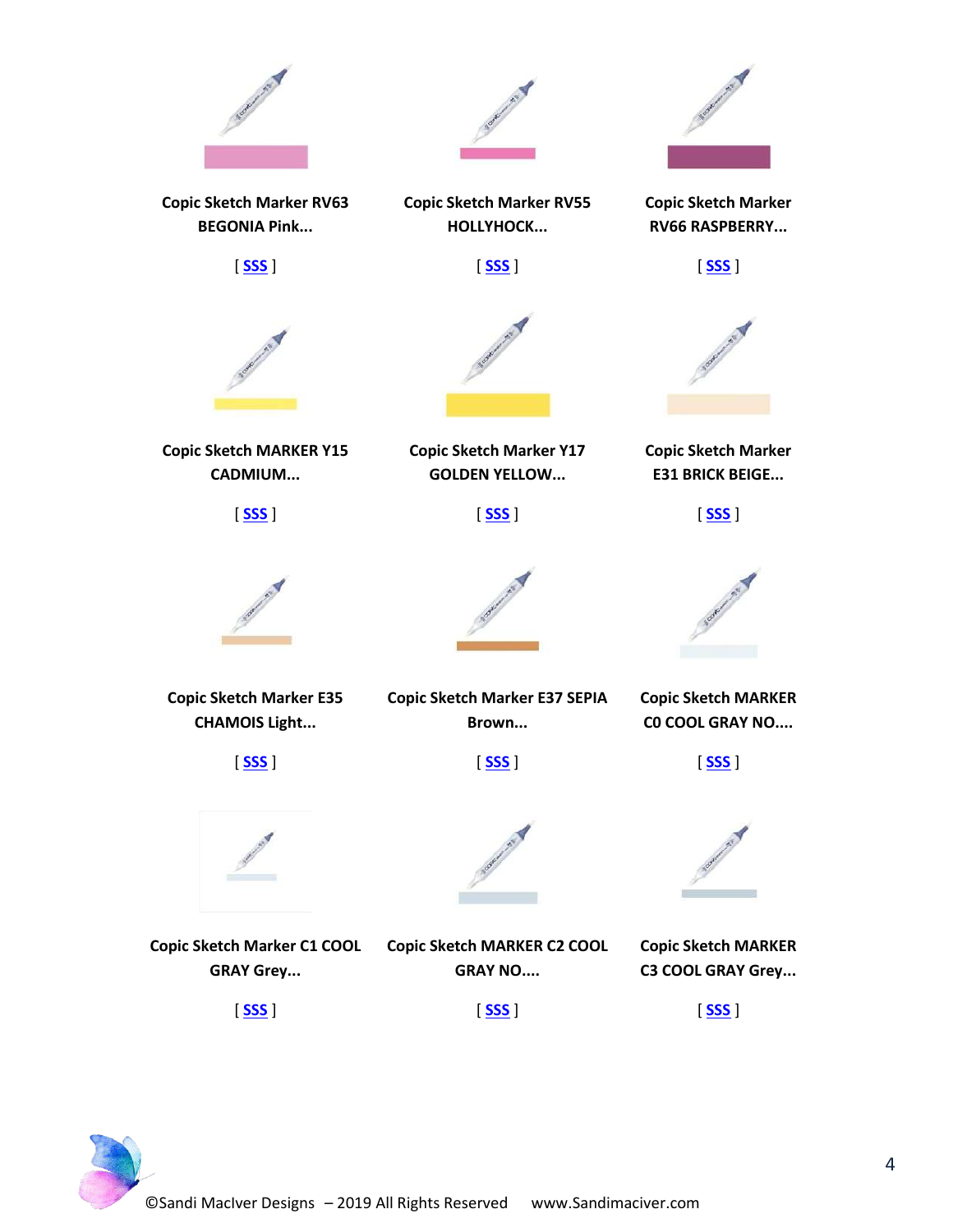Copic Sketch Marker RV63 BEGONIA Pink...

[ SSS ]

Copic Sketch Marker RV55 HOLLYHOCK...

[ SSS ]

Copic Sketch Marker RV66 RASPBERRY...

[ SSS ]

Copic Sketch MARKER Y15 CADMIUM...

[ SSS ]

Copic Sketch Marker Y17 GOLDEN YELLOW...

[ SSS ]

Copic Sketch Marker E31 BRICK BEIGE...

[ SSS ]

Copic Sketch Marker E35 CHAMOIS Light...

[ SSS ]

Copic Sketch Marker E37 SEPIA Brown...

[ SSS ]

Copic Sketch MARKER C0 COOL GRAY NO....

[ SSS ]

Copic Sketch Marker C1 COOL GRAY Grey...

[ SSS ]

Copic Sketch MARKER C2 COOL GRAY NO....

[ SSS ]

Copic Sketch MARKER C3 COOL GRAY Grey...

[ SSS ]

©Sandi MacIver Designs – 2019 All Rights Reserved www.Sandimaciver.com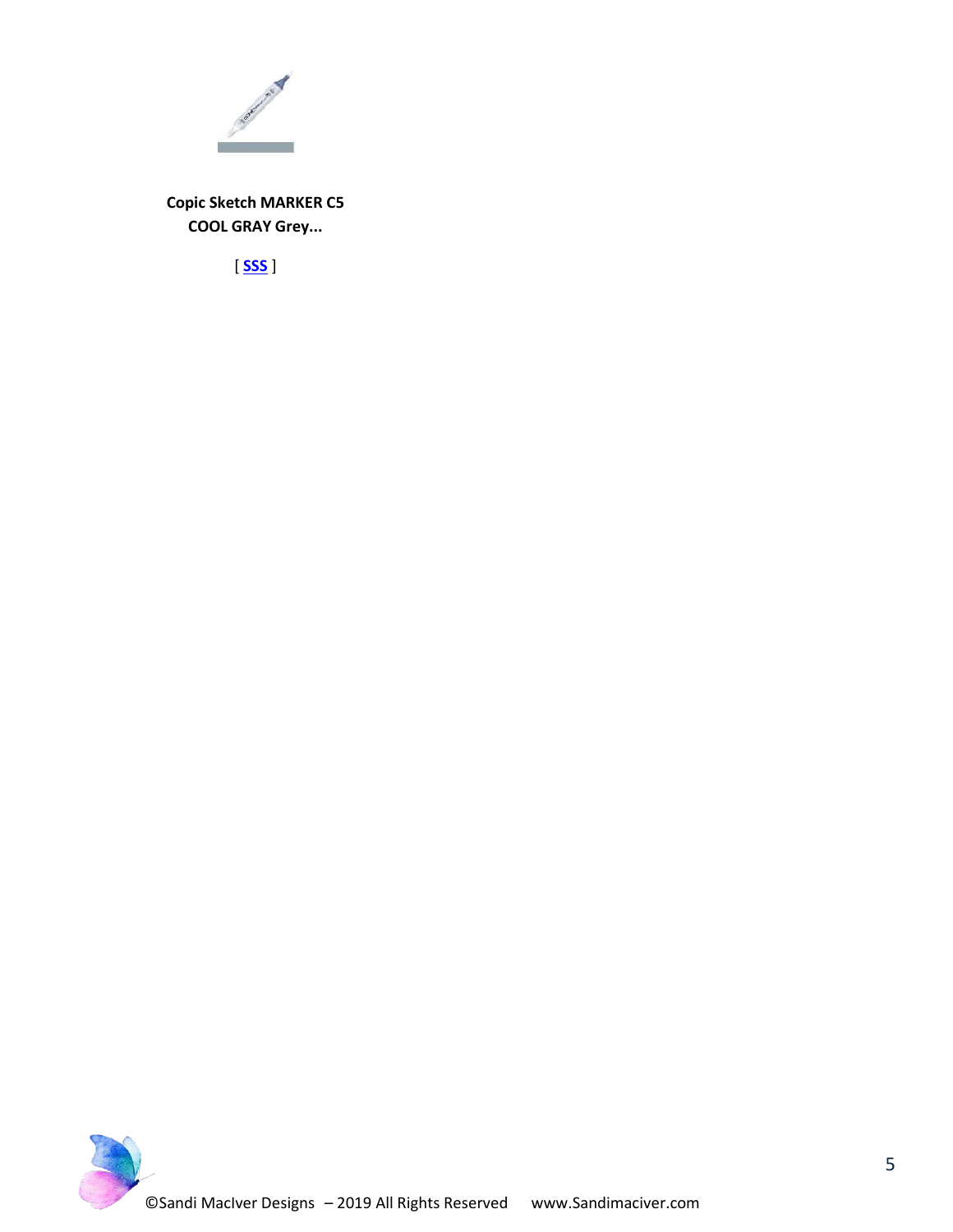**Copic Sketch MARKER C5 COOL GRAY Grey...**

[ **SSS** ]